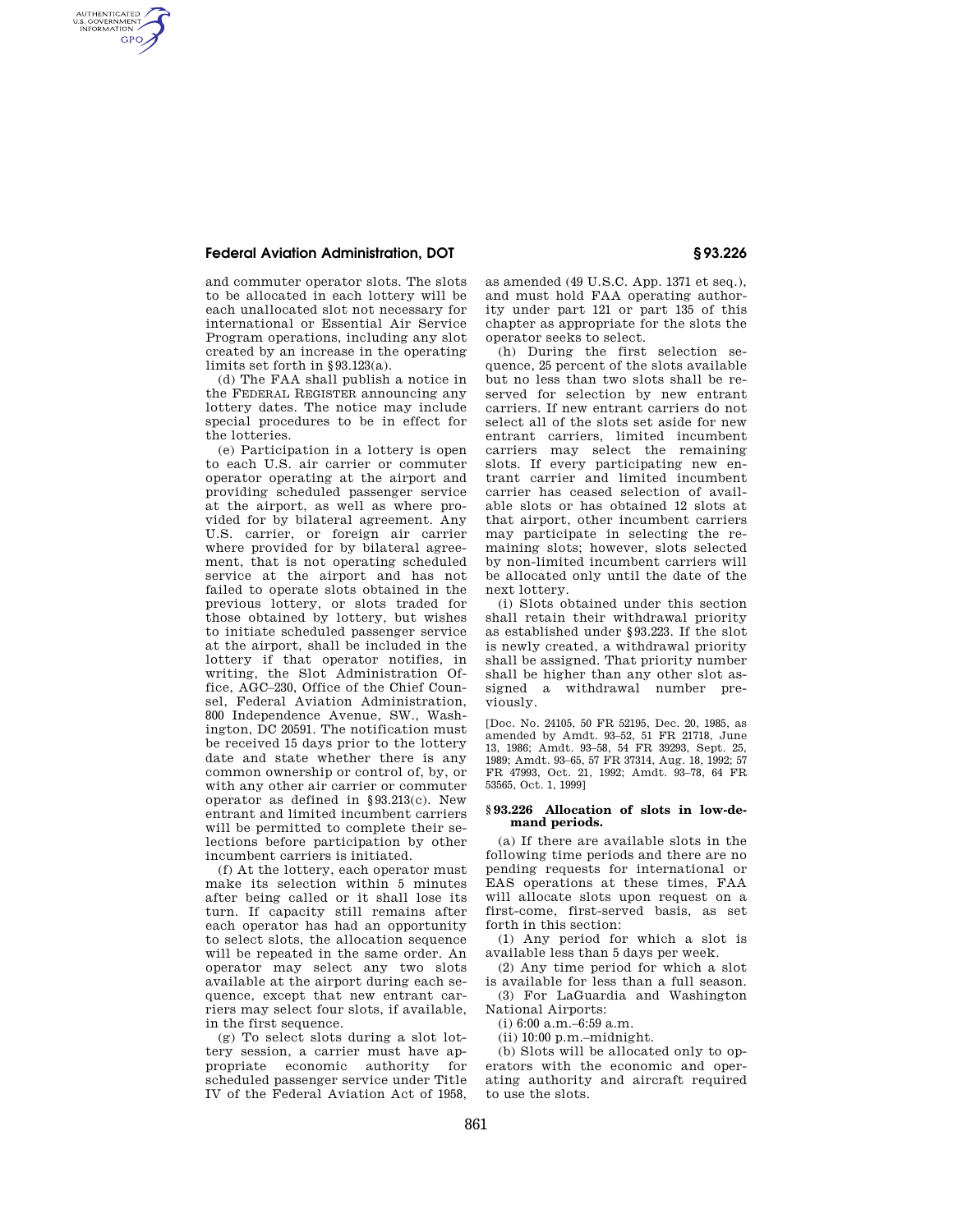and commuter operator slots. The slots to be allocated in each lottery will be each unallocated slot not necessary for international or Essential Air Service Program operations, including any slot created by an increase in the operating limits set forth in §93.123(a).

(d) The FAA shall publish a notice in the FEDERAL REGISTER announcing any lottery dates. The notice may include special procedures to be in effect for the lotteries.

(e) Participation in a lottery is open to each U.S. air carrier or commuter operator operating at the airport and providing scheduled passenger service at the airport, as well as where provided for by bilateral agreement. Any U.S. carrier, or foreign air carrier where provided for by bilateral agreement, that is not operating scheduled service at the airport and has not failed to operate slots obtained in the previous lottery, or slots traded for those obtained by lottery, but wishes to initiate scheduled passenger service at the airport, shall be included in the lottery if that operator notifies, in writing, the Slot Administration Office, AGC–230, Office of the Chief Counsel, Federal Aviation Administration, 800 Independence Avenue, SW., Washington, DC 20591. The notification must be received 15 days prior to the lottery date and state whether there is any common ownership or control of, by, or with any other air carrier or commuter operator as defined in §93.213(c). New entrant and limited incumbent carriers will be permitted to complete their selections before participation by other incumbent carriers is initiated.

(f) At the lottery, each operator must make its selection within 5 minutes after being called or it shall lose its turn. If capacity still remains after each operator has had an opportunity to select slots, the allocation sequence will be repeated in the same order. An operator may select any two slots available at the airport during each sequence, except that new entrant carriers may select four slots, if available, in the first sequence.

(g) To select slots during a slot lottery session, a carrier must have appropriate economic authority for scheduled passenger service under Title IV of the Federal Aviation Act of 1958, as amended (49 U.S.C. App. 1371 et seq.), and must hold FAA operating authority under part 121 or part 135 of this chapter as appropriate for the slots the operator seeks to select.

(h) During the first selection sequence, 25 percent of the slots available but no less than two slots shall be reserved for selection by new entrant carriers. If new entrant carriers do not select all of the slots set aside for new entrant carriers, limited incumbent carriers may select the remaining slots. If every participating new entrant carrier and limited incumbent carrier has ceased selection of available slots or has obtained 12 slots at that airport, other incumbent carriers may participate in selecting the remaining slots; however, slots selected by non-limited incumbent carriers will be allocated only until the date of the next lottery.

(i) Slots obtained under this section shall retain their withdrawal priority as established under §93.223. If the slot is newly created, a withdrawal priority shall be assigned. That priority number shall be higher than any other slot assigned a withdrawal number previously.

[Doc. No. 24105, 50 FR 52195, Dec. 20, 1985, as amended by Amdt. 93–52, 51 FR 21718, June 13, 1986; Amdt. 93–58, 54 FR 39293, Sept. 25, 1989; Amdt. 93–65, 57 FR 37314, Aug. 18, 1992; 57 FR 47993, Oct. 21, 1992; Amdt. 93–78, 64 FR 53565, Oct. 1, 1999]

### §93.226 Allocation of slots in low-demand periods.

(a) If there are available slots in the following time periods and there are no pending requests for international or EAS operations at these times, FAA will allocate slots upon request on a first-come, first-served basis, as set forth in this section:

(1) Any period for which a slot is available less than 5 days per week.

(2) Any time period for which a slot is available for less than a full season.

(3) For LaGuardia and Washington National Airports:

(i) 6:00 a.m.–6:59 a.m.

(ii) 10:00 p.m.–midnight.

(b) Slots will be allocated only to operators with the economic and operating authority and aircraft required to use the slots.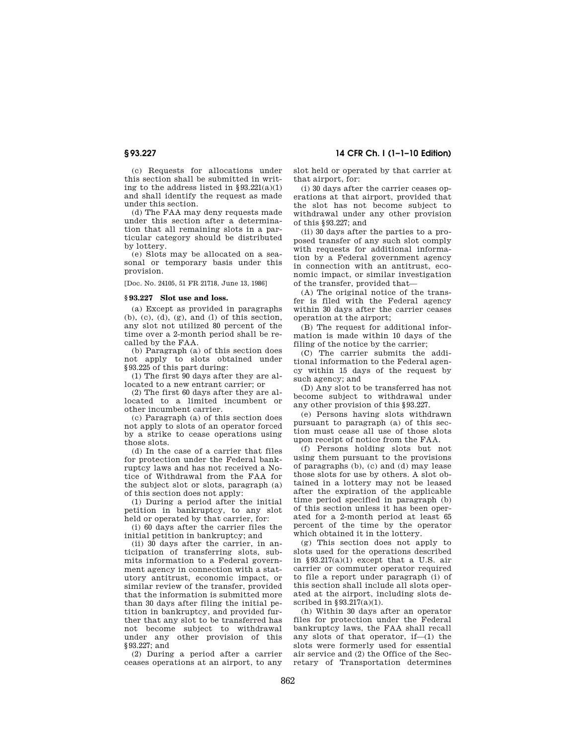(c) Requests for allocations under this section shall be submitted in writing to the address listed in §93.221(a)(1) and shall identify the request as made under this section.

(d) The FAA may deny requests made under this section after a determination that all remaining slots in a particular category should be distributed by lottery.

(e) Slots may be allocated on a seasonal or temporary basis under this provision.

[Doc. No. 24105, 51 FR 21718, June 13, 1986]

## § 93.227 Slot use and loss.

(a) Except as provided in paragraphs (b), (c), (d), (g), and (l) of this section, any slot not utilized 80 percent of the time over a 2-month period shall be recalled by the FAA.

(b) Paragraph (a) of this section does not apply to slots obtained under §93.225 of this part during:

(1) The first 90 days after they are allocated to a new entrant carrier; or

(2) The first 60 days after they are allocated to a limited incumbent or other incumbent carrier.

(c) Paragraph (a) of this section does not apply to slots of an operator forced by a strike to cease operations using those slots.

(d) In the case of a carrier that files for protection under the Federal bankruptcy laws and has not received a Notice of Withdrawal from the FAA for the subject slot or slots, paragraph (a) of this section does not apply:

(1) During a period after the initial petition in bankruptcy, to any slot held or operated by that carrier, for:

(i) 60 days after the carrier files the initial petition in bankruptcy; and

(ii) 30 days after the carrier, in anticipation of transferring slots, submits information to a Federal government agency in connection with a statutory antitrust, economic impact, or similar review of the transfer, provided that the information is submitted more than 30 days after filing the initial petition in bankruptcy, and provided further that any slot to be transferred has not become subject to withdrawal under any other provision of this §93.227; and

(2) During a period after a carrier ceases operations at an airport, to any slot held or operated by that carrier at that airport, for:

(i) 30 days after the carrier ceases operations at that airport, provided that the slot has not become subject to withdrawal under any other provision of this §93.227; and

(ii) 30 days after the parties to a proposed transfer of any such slot comply with requests for additional information by a Federal government agency in connection with an antitrust, economic impact, or similar investigation of the transfer, provided that—

(A) The original notice of the transfer is filed with the Federal agency within 30 days after the carrier ceases operation at the airport;

(B) The request for additional information is made within 10 days of the filing of the notice by the carrier;

(C) The carrier submits the additional information to the Federal agency within 15 days of the request by such agency; and

(D) Any slot to be transferred has not become subject to withdrawal under any other provision of this §93.227.

(e) Persons having slots withdrawn pursuant to paragraph (a) of this section must cease all use of those slots upon receipt of notice from the FAA.

(f) Persons holding slots but not using them pursuant to the provisions of paragraphs (b), (c) and (d) may lease those slots for use by others. A slot obtained in a lottery may not be leased after the expiration of the applicable time period specified in paragraph (b) of this section unless it has been operated for a 2-month period at least 65 percent of the time by the operator which obtained it in the lottery.

(g) This section does not apply to slots used for the operations described in §93.217(a)(1) except that a U.S. air carrier or commuter operator required to file a report under paragraph (i) of this section shall include all slots operated at the airport, including slots described in §93.217(a)(1).

(h) Within 30 days after an operator files for protection under the Federal bankruptcy laws, the FAA shall recall any slots of that operator, if—(1) the slots were formerly used for essential air service and (2) the Office of the Secretary of Transportation determines